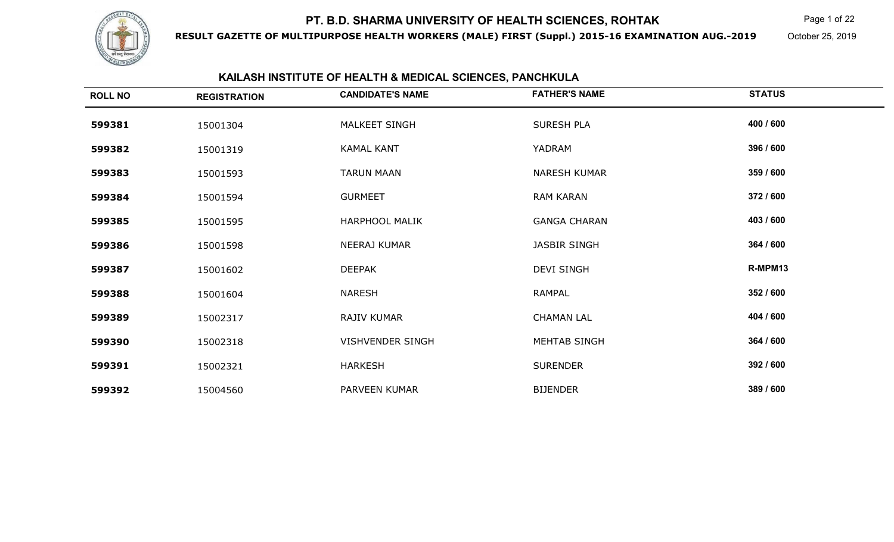# PT. B.D. SHARMA UNIVERSITY OF HEALTH SCIENCES, ROHTAK

**RESULT GAZETTE OF MULTIPURPOSE HEALTH WORKERS (MALE) FIRST (Suppl.) 2015-16 EXAMINATION AUG.-2019**

October 25, 2019

## KAILASH INSTITUTE OF HEALTH & MEDICAL SCIENCES, PANCHKULA

| ROLL NO | REGISTRATION | CANDIDATE'S NAME | FATHER'S NAME | STATUS |
|---|---|---|---|---|
| 599381 | 15001304 | MALKEET SINGH | SURESH PLA | 400 / 600 |
| 599382 | 15001319 | KAMAL KANT | YADRAM | 396 / 600 |
| 599383 | 15001593 | TARUN MAAN | NARESH KUMAR | 359 / 600 |
| 599384 | 15001594 | GURMEET | RAM KARAN | 372 / 600 |
| 599385 | 15001595 | HARPHOOL MALIK | GANGA CHARAN | 403 / 600 |
| 599386 | 15001598 | NEERAJ KUMAR | JASBIR SINGH | 364 / 600 |
| 599387 | 15001602 | DEEPAK | DEVI SINGH | R-MPM13 |
| 599388 | 15001604 | NARESH | RAMPAL | 352 / 600 |
| 599389 | 15002317 | RAJIV KUMAR | CHAMAN LAL | 404 / 600 |
| 599390 | 15002318 | VISHVENDER SINGH | MEHTAB SINGH | 364 / 600 |
| 599391 | 15002321 | HARKESH | SURENDER | 392 / 600 |
| 599392 | 15004560 | PARVEEN KUMAR | BIJENDER | 389 / 600 |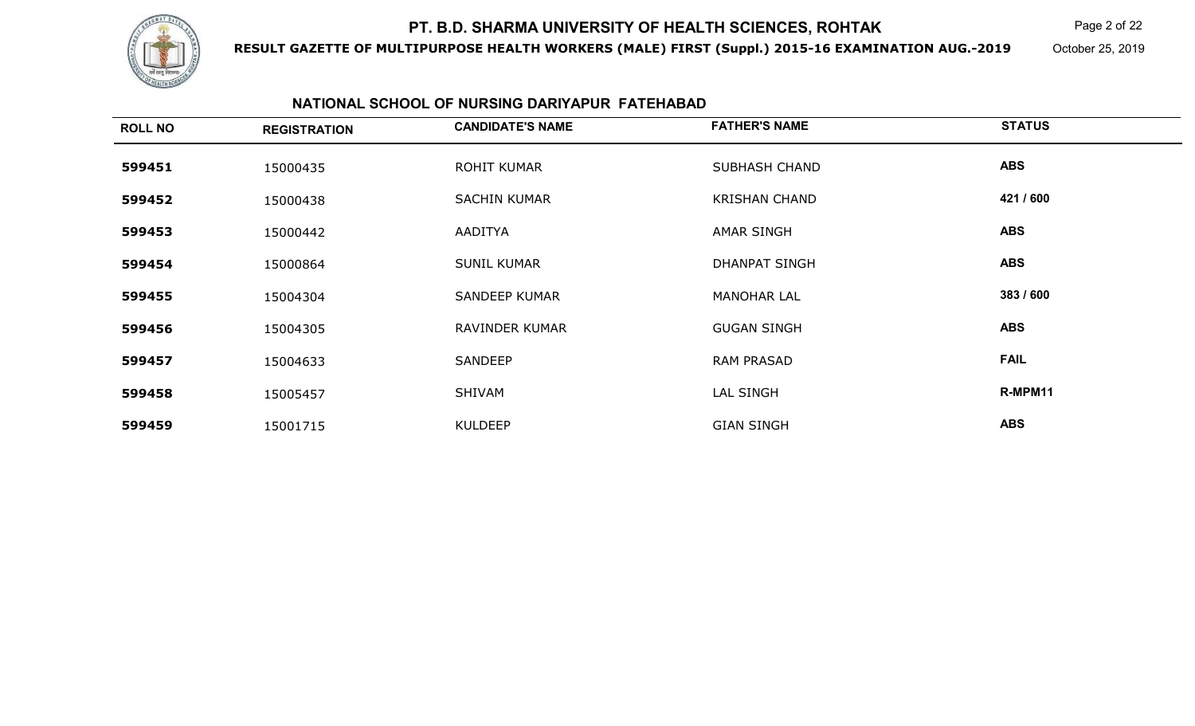# PT. B.D. SHARMA UNIVERSITY OF HEALTH SCIENCES, ROHTAK

**RESULT GAZETTE OF MULTIPURPOSE HEALTH WORKERS (MALE) FIRST (Suppl.) 2015-16 EXAMINATION AUG.-2019**

October 25, 2019

## NATIONAL SCHOOL OF NURSING DARIYAPUR FATEHABAD

| ROLL NO | REGISTRATION | CANDIDATE'S NAME | FATHER'S NAME | STATUS |
|---|---|---|---|---|
| 599451 | 15000435 | ROHIT KUMAR | SUBHASH CHAND | ABS |
| 599452 | 15000438 | SACHIN KUMAR | KRISHAN CHAND | 421 / 600 |
| 599453 | 15000442 | AADITYA | AMAR SINGH | ABS |
| 599454 | 15000864 | SUNIL KUMAR | DHANPAT SINGH | ABS |
| 599455 | 15004304 | SANDEEP KUMAR | MANOHAR LAL | 383 / 600 |
| 599456 | 15004305 | RAVINDER KUMAR | GUGAN SINGH | ABS |
| 599457 | 15004633 | SANDEEP | RAM PRASAD | FAIL |
| 599458 | 15005457 | SHIVAM | LAL SINGH | R-MPM11 |
| 599459 | 15001715 | KULDEEP | GIAN SINGH | ABS |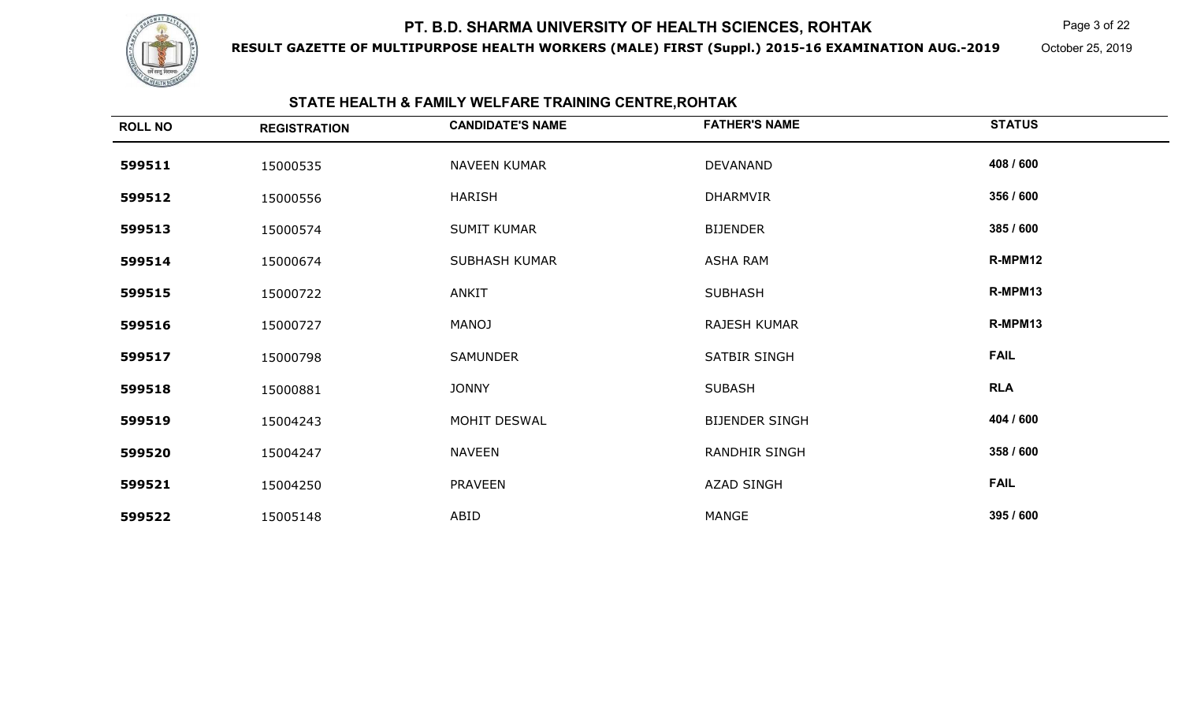# PT. B.D. SHARMA UNIVERSITY OF HEALTH SCIENCES, ROHTAK

**RESULT GAZETTE OF MULTIPURPOSE HEALTH WORKERS (MALE) FIRST (Suppl.) 2015-16 EXAMINATION AUG.-2019**

October 25, 2019

## STATE HEALTH & FAMILY WELFARE TRAINING CENTRE,ROHTAK

| ROLL NO | REGISTRATION | CANDIDATE'S NAME | FATHER'S NAME | STATUS |
|---|---|---|---|---|
| 599511 | 15000535 | NAVEEN KUMAR | DEVANAND | 408 / 600 |
| 599512 | 15000556 | HARISH | DHARMVIR | 356 / 600 |
| 599513 | 15000574 | SUMIT KUMAR | BIJENDER | 385 / 600 |
| 599514 | 15000674 | SUBHASH KUMAR | ASHA RAM | R-MPM12 |
| 599515 | 15000722 | ANKIT | SUBHASH | R-MPM13 |
| 599516 | 15000727 | MANOJ | RAJESH KUMAR | R-MPM13 |
| 599517 | 15000798 | SAMUNDER | SATBIR SINGH | FAIL |
| 599518 | 15000881 | JONNY | SUBASH | RLA |
| 599519 | 15004243 | MOHIT DESWAL | BIJENDER SINGH | 404 / 600 |
| 599520 | 15004247 | NAVEEN | RANDHIR SINGH | 358 / 600 |
| 599521 | 15004250 | PRAVEEN | AZAD SINGH | FAIL |
| 599522 | 15005148 | ABID | MANGE | 395 / 600 |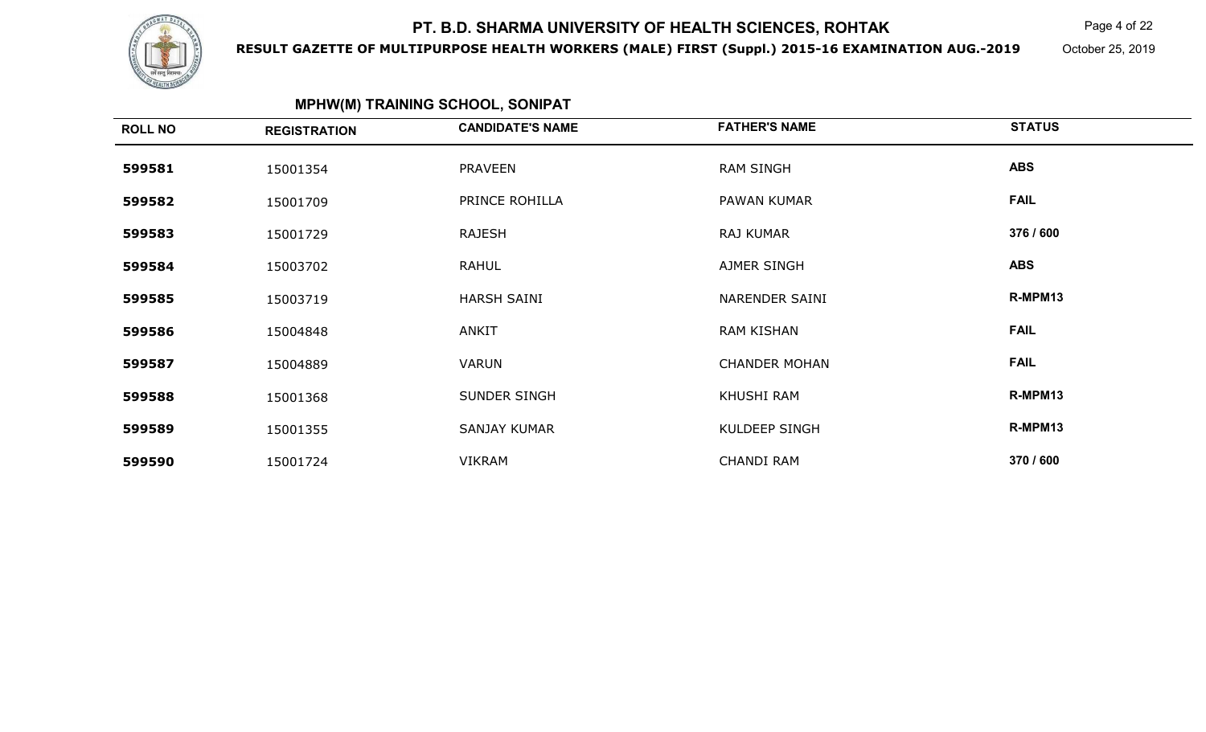# PT. B.D. SHARMA UNIVERSITY OF HEALTH SCIENCES, ROHTAK

**RESULT GAZETTE OF MULTIPURPOSE HEALTH WORKERS (MALE) FIRST (Suppl.) 2015-16 EXAMINATION AUG.-2019**

October 25, 2019

## MPHW(M) TRAINING SCHOOL, SONIPAT

| ROLL NO | REGISTRATION | CANDIDATE'S NAME | FATHER'S NAME | STATUS |
|---|---|---|---|---|
| **599581** | 15001354 | PRAVEEN | RAM SINGH | **ABS** |
| **599582** | 15001709 | PRINCE ROHILLA | PAWAN KUMAR | **FAIL** |
| **599583** | 15001729 | RAJESH | RAJ KUMAR | **376 / 600** |
| **599584** | 15003702 | RAHUL | AJMER SINGH | **ABS** |
| **599585** | 15003719 | HARSH SAINI | NARENDER SAINI | **R-MPM13** |
| **599586** | 15004848 | ANKIT | RAM KISHAN | **FAIL** |
| **599587** | 15004889 | VARUN | CHANDER MOHAN | **FAIL** |
| **599588** | 15001368 | SUNDER SINGH | KHUSHI RAM | **R-MPM13** |
| **599589** | 15001355 | SANJAY KUMAR | KULDEEP SINGH | **R-MPM13** |
| **599590** | 15001724 | VIKRAM | CHANDI RAM | **370 / 600** |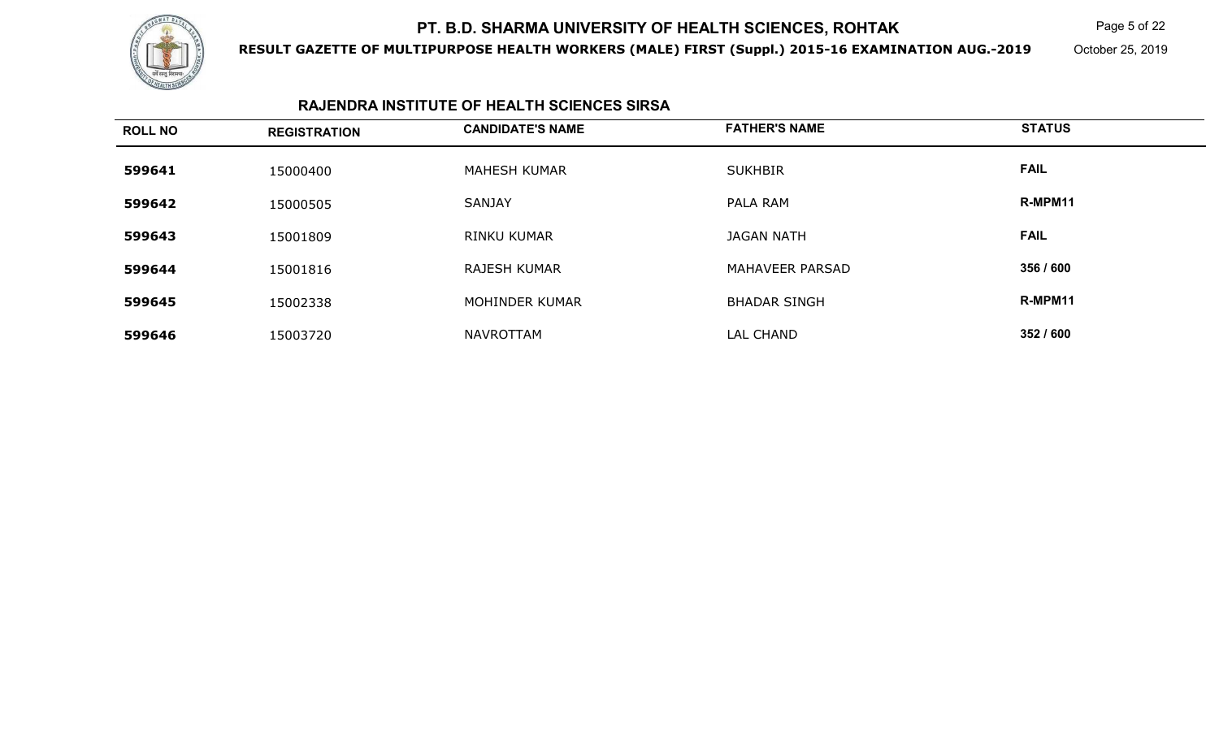# PT. B.D. SHARMA UNIVERSITY OF HEALTH SCIENCES, ROHTAK

**RESULT GAZETTE OF MULTIPURPOSE HEALTH WORKERS (MALE) FIRST (Suppl.) 2015-16 EXAMINATION AUG.-2019**

October 25, 2019

## RAJENDRA INSTITUTE OF HEALTH SCIENCES SIRSA

| ROLL NO | REGISTRATION | CANDIDATE'S NAME | FATHER'S NAME | STATUS |
|---|---|---|---|---|
| **599641** | 15000400 | MAHESH KUMAR | SUKHBIR | **FAIL** |
| **599642** | 15000505 | SANJAY | PALA RAM | **R-MPM11** |
| **599643** | 15001809 | RINKU KUMAR | JAGAN NATH | **FAIL** |
| **599644** | 15001816 | RAJESH KUMAR | MAHAVEER PARSAD | **356 / 600** |
| **599645** | 15002338 | MOHINDER KUMAR | BHADAR SINGH | **R-MPM11** |
| **599646** | 15003720 | NAVROTTAM | LAL CHAND | **352 / 600** |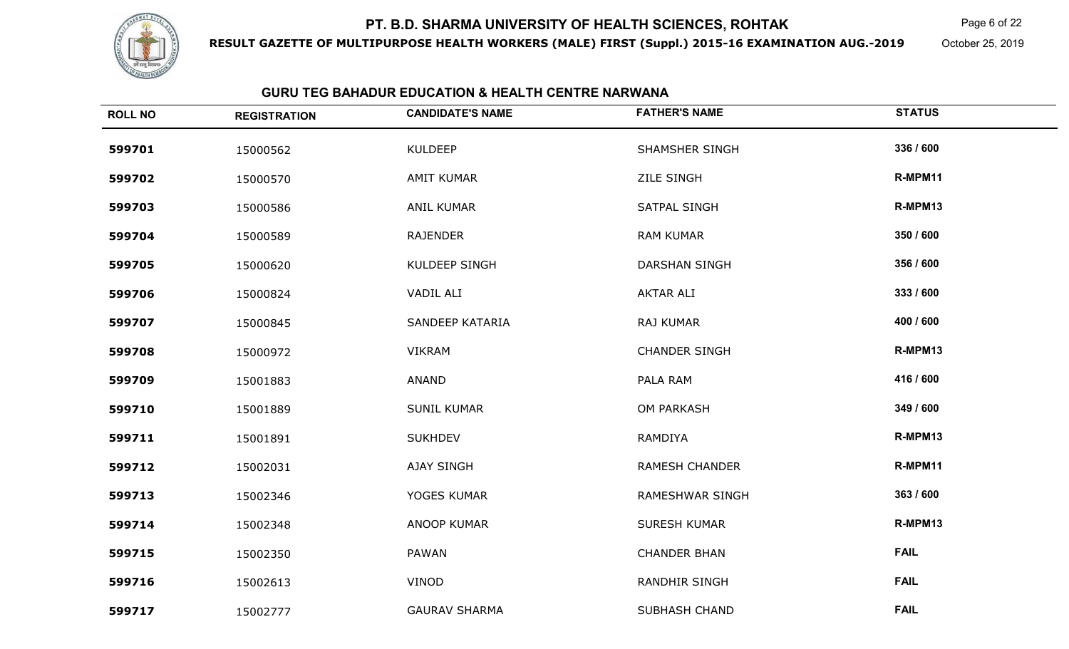# PT. B.D. SHARMA UNIVERSITY OF HEALTH SCIENCES, ROHTAK

**RESULT GAZETTE OF MULTIPURPOSE HEALTH WORKERS (MALE) FIRST (Suppl.) 2015-16 EXAMINATION AUG.-2019**

October 25, 2019

## GURU TEG BAHADUR EDUCATION & HEALTH CENTRE NARWANA

| ROLL NO | REGISTRATION | CANDIDATE'S NAME | FATHER'S NAME | STATUS |
|---|---|---|---|---|
| 599701 | 15000562 | KULDEEP | SHAMSHER SINGH | 336 / 600 |
| 599702 | 15000570 | AMIT KUMAR | ZILE SINGH | R-MPM11 |
| 599703 | 15000586 | ANIL KUMAR | SATPAL SINGH | R-MPM13 |
| 599704 | 15000589 | RAJENDER | RAM KUMAR | 350 / 600 |
| 599705 | 15000620 | KULDEEP SINGH | DARSHAN SINGH | 356 / 600 |
| 599706 | 15000824 | VADIL ALI | AKTAR ALI | 333 / 600 |
| 599707 | 15000845 | SANDEEP KATARIA | RAJ KUMAR | 400 / 600 |
| 599708 | 15000972 | VIKRAM | CHANDER SINGH | R-MPM13 |
| 599709 | 15001883 | ANAND | PALA RAM | 416 / 600 |
| 599710 | 15001889 | SUNIL KUMAR | OM PARKASH | 349 / 600 |
| 599711 | 15001891 | SUKHDEV | RAMDIYA | R-MPM13 |
| 599712 | 15002031 | AJAY SINGH | RAMESH CHANDER | R-MPM11 |
| 599713 | 15002346 | YOGES KUMAR | RAMESHWAR SINGH | 363 / 600 |
| 599714 | 15002348 | ANOOP KUMAR | SURESH KUMAR | R-MPM13 |
| 599715 | 15002350 | PAWAN | CHANDER BHAN | FAIL |
| 599716 | 15002613 | VINOD | RANDHIR SINGH | FAIL |
| 599717 | 15002777 | GAURAV SHARMA | SUBHASH CHAND | FAIL |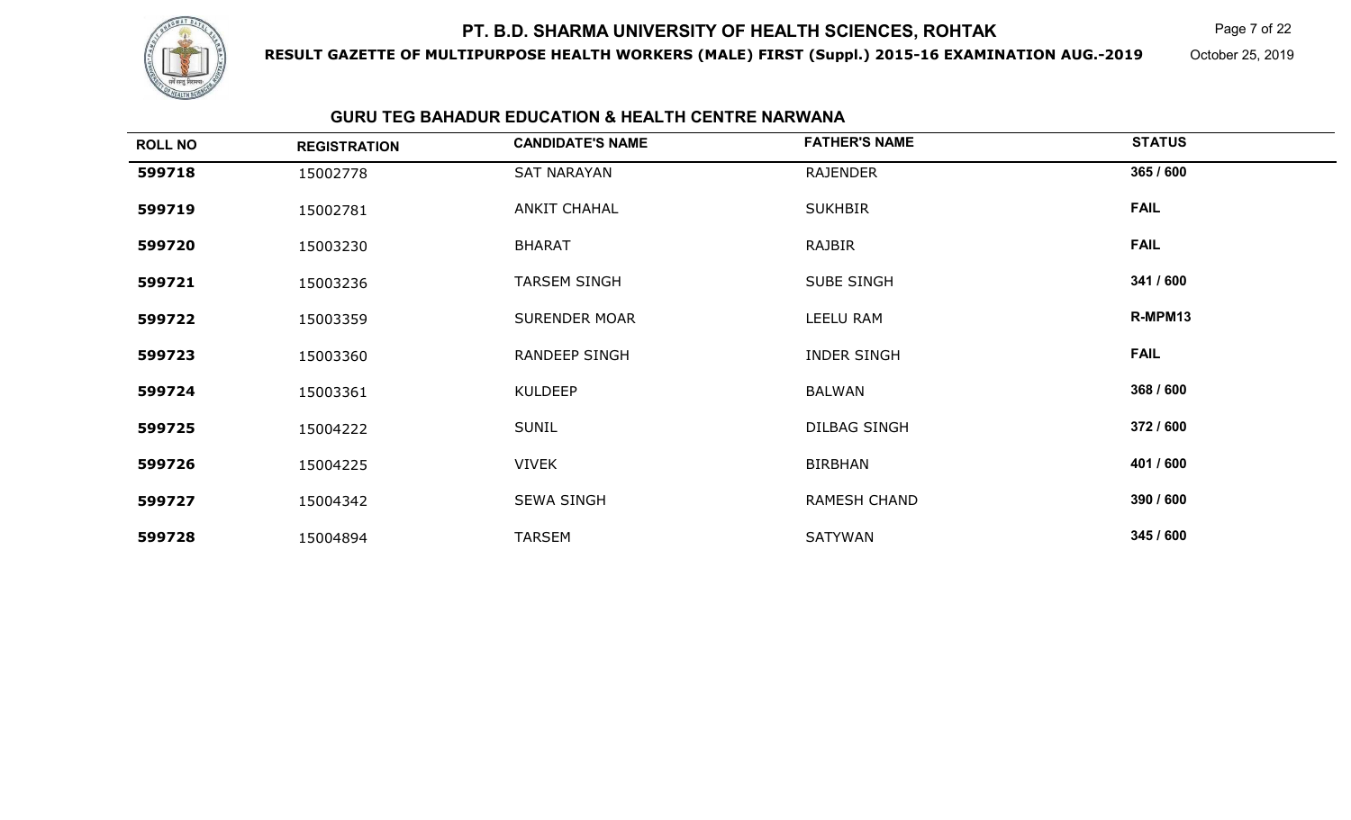# PT. B.D. SHARMA UNIVERSITY OF HEALTH SCIENCES, ROHTAK

**RESULT GAZETTE OF MULTIPURPOSE HEALTH WORKERS (MALE) FIRST (Suppl.) 2015-16 EXAMINATION AUG.-2019**

October 25, 2019

## GURU TEG BAHADUR EDUCATION & HEALTH CENTRE NARWANA

| ROLL NO | REGISTRATION | CANDIDATE'S NAME | FATHER'S NAME | STATUS |
|---|---|---|---|---|
| 599718 | 15002778 | SAT NARAYAN | RAJENDER | 365 / 600 |
| 599719 | 15002781 | ANKIT CHAHAL | SUKHBIR | FAIL |
| 599720 | 15003230 | BHARAT | RAJBIR | FAIL |
| 599721 | 15003236 | TARSEM SINGH | SUBE SINGH | 341 / 600 |
| 599722 | 15003359 | SURENDER MOAR | LEELU RAM | R-MPM13 |
| 599723 | 15003360 | RANDEEP SINGH | INDER SINGH | FAIL |
| 599724 | 15003361 | KULDEEP | BALWAN | 368 / 600 |
| 599725 | 15004222 | SUNIL | DILBAG SINGH | 372 / 600 |
| 599726 | 15004225 | VIVEK | BIRBHAN | 401 / 600 |
| 599727 | 15004342 | SEWA SINGH | RAMESH CHAND | 390 / 600 |
| 599728 | 15004894 | TARSEM | SATYWAN | 345 / 600 |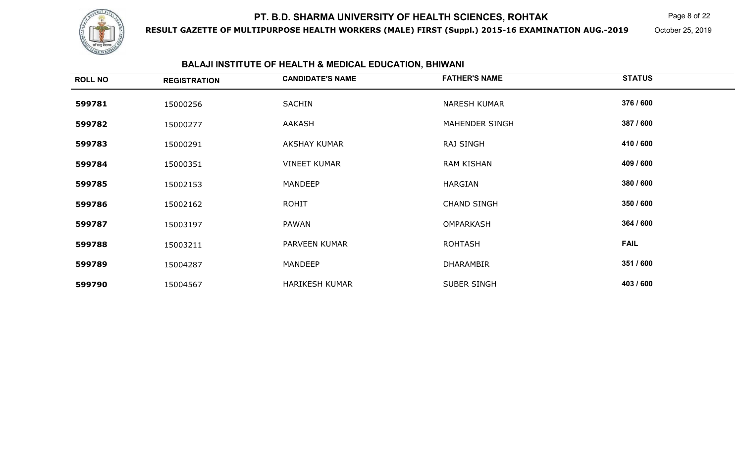# PT. B.D. SHARMA UNIVERSITY OF HEALTH SCIENCES, ROHTAK

**RESULT GAZETTE OF MULTIPURPOSE HEALTH WORKERS (MALE) FIRST (Suppl.) 2015-16 EXAMINATION AUG.-2019**

October 25, 2019

## BALAJI INSTITUTE OF HEALTH & MEDICAL EDUCATION, BHIWANI

| ROLL NO | REGISTRATION | CANDIDATE'S NAME | FATHER'S NAME | STATUS |
|---|---|---|---|---|
| **599781** | 15000256 | SACHIN | NARESH KUMAR | **376 / 600** |
| **599782** | 15000277 | AAKASH | MAHENDER SINGH | **387 / 600** |
| **599783** | 15000291 | AKSHAY KUMAR | RAJ SINGH | **410 / 600** |
| **599784** | 15000351 | VINEET KUMAR | RAM KISHAN | **409 / 600** |
| **599785** | 15002153 | MANDEEP | HARGIAN | **380 / 600** |
| **599786** | 15002162 | ROHIT | CHAND SINGH | **350 / 600** |
| **599787** | 15003197 | PAWAN | OMPARKASH | **364 / 600** |
| **599788** | 15003211 | PARVEEN KUMAR | ROHTASH | **FAIL** |
| **599789** | 15004287 | MANDEEP | DHARAMBIR | **351 / 600** |
| **599790** | 15004567 | HARIKESH KUMAR | SUBER SINGH | **403 / 600** |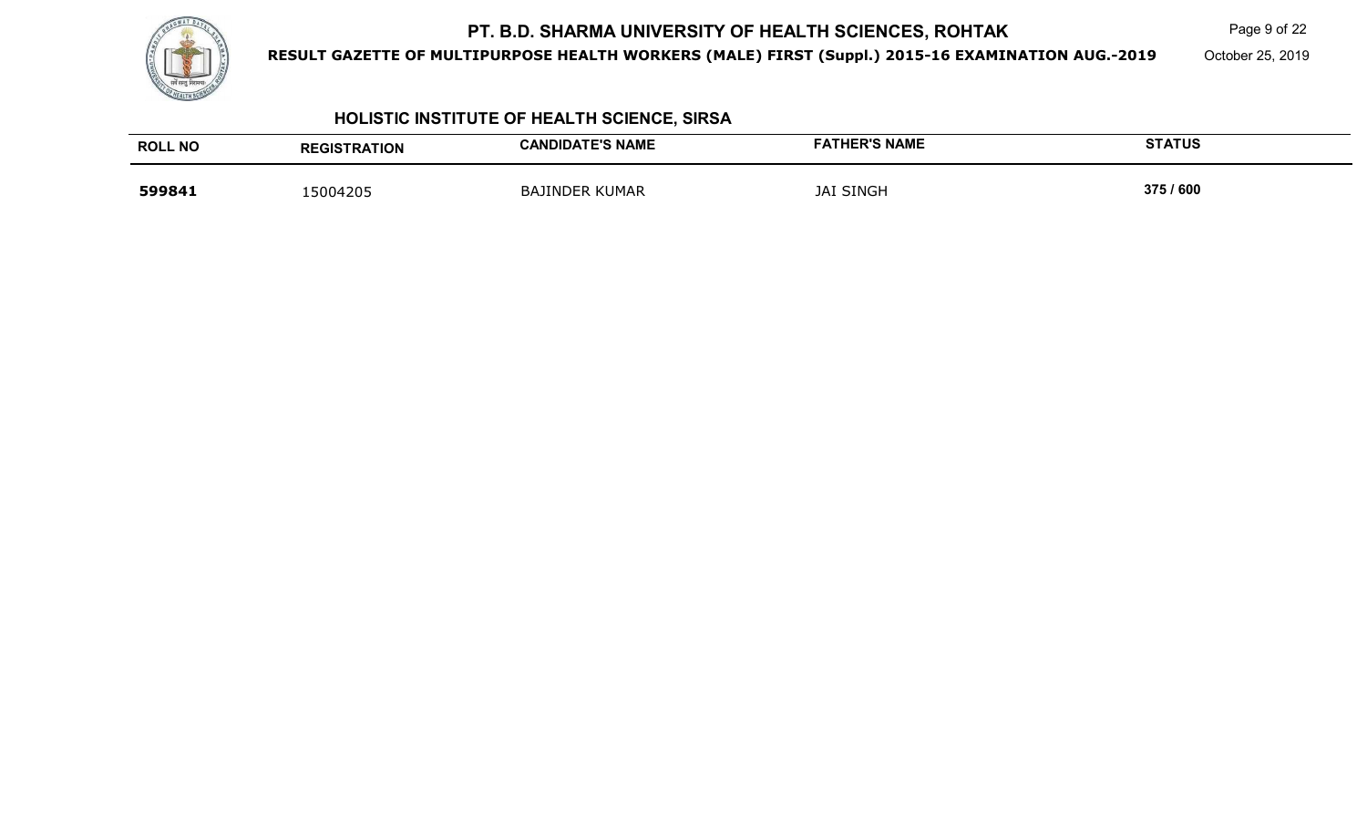## HOLISTIC INSTITUTE OF HEALTH SCIENCE, SIRSA

| ROLL NO | REGISTRATION | CANDIDATE'S NAME | FATHER'S NAME | STATUS |
|---|---|---|---|---|
| **599841** | 15004205 | BAJINDER KUMAR | JAI SINGH | **375 / 600** |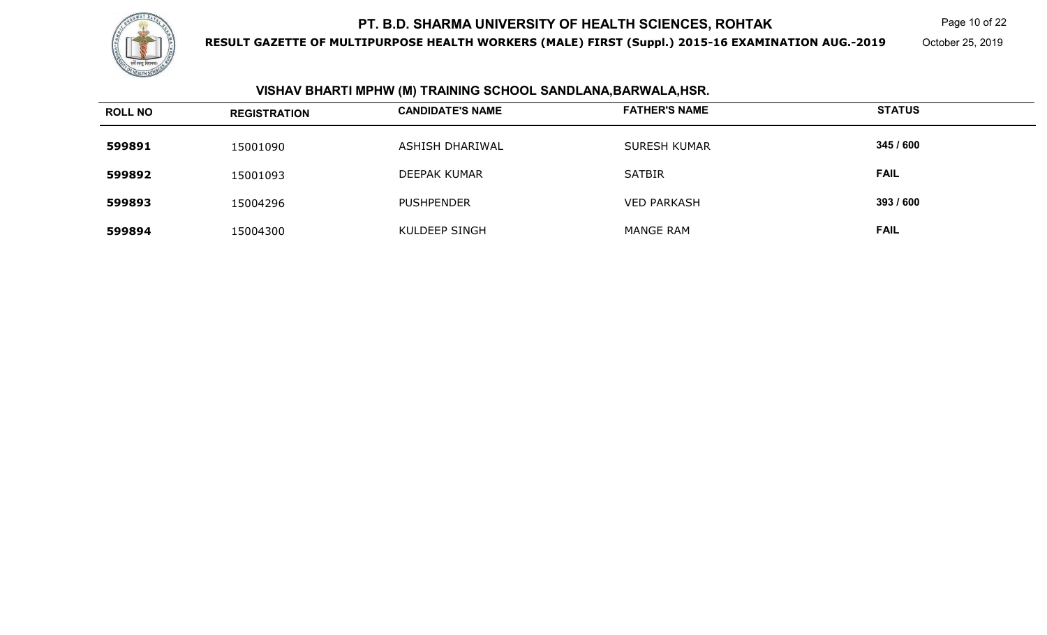## VISHAV BHARTI MPHW (M) TRAINING SCHOOL SANDLANA,BARWALA,HSR.

| ROLL NO | REGISTRATION | CANDIDATE'S NAME | FATHER'S NAME | STATUS |
|---|---|---|---|---|
| **599891** | 15001090 | ASHISH DHARIWAL | SURESH KUMAR | **345 / 600** |
| **599892** | 15001093 | DEEPAK KUMAR | SATBIR | **FAIL** |
| **599893** | 15004296 | PUSHPENDER | VED PARKASH | **393 / 600** |
| **599894** | 15004300 | KULDEEP SINGH | MANGE RAM | **FAIL** |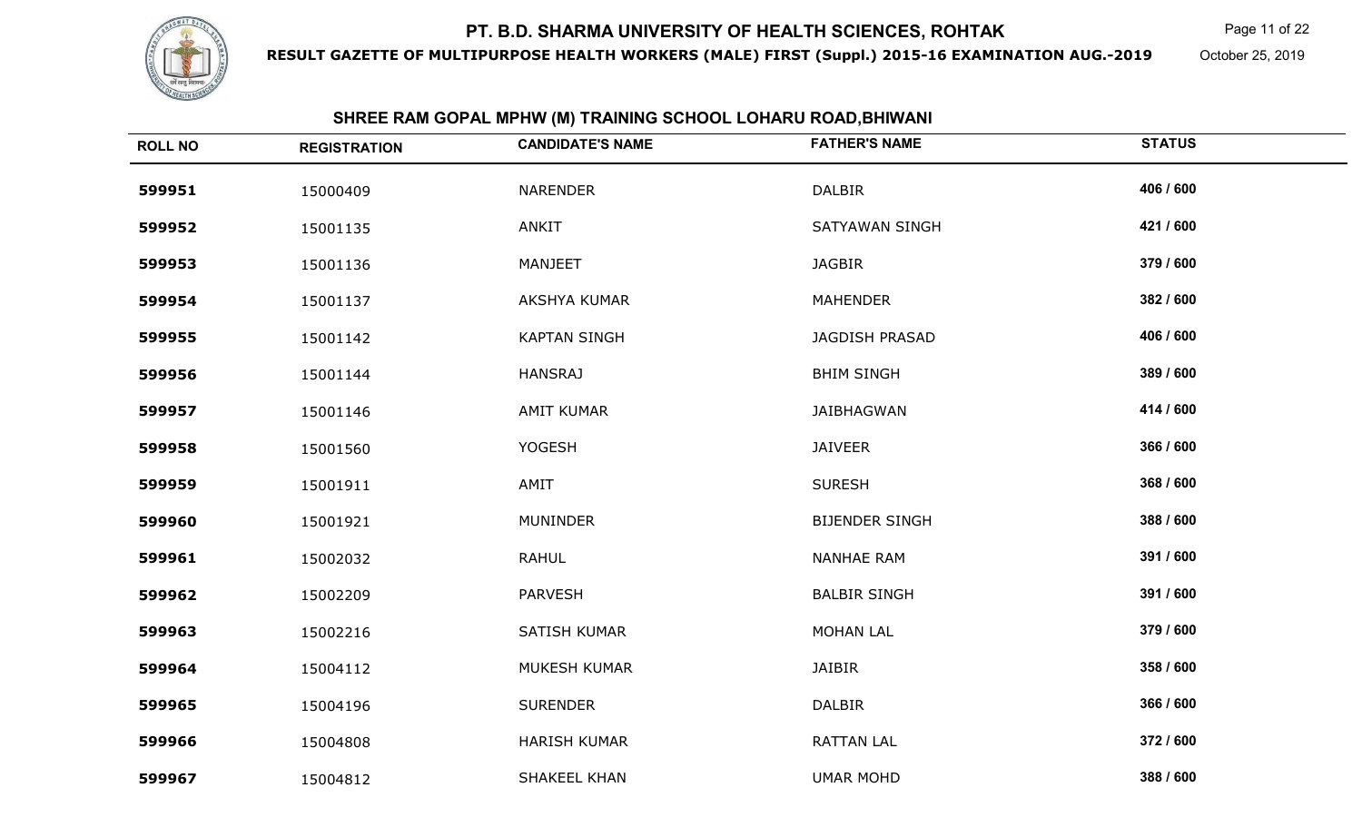# PT. B.D. SHARMA UNIVERSITY OF HEALTH SCIENCES, ROHTAK

**RESULT GAZETTE OF MULTIPURPOSE HEALTH WORKERS (MALE) FIRST (Suppl.) 2015-16 EXAMINATION AUG.-2019**

October 25, 2019

## SHREE RAM GOPAL MPHW (M) TRAINING SCHOOL LOHARU ROAD,BHIWANI

| ROLL NO | REGISTRATION | CANDIDATE'S NAME | FATHER'S NAME | STATUS |
|---|---|---|---|---|
| 599951 | 15000409 | NARENDER | DALBIR | 406 / 600 |
| 599952 | 15001135 | ANKIT | SATYAWAN SINGH | 421 / 600 |
| 599953 | 15001136 | MANJEET | JAGBIR | 379 / 600 |
| 599954 | 15001137 | AKSHYA KUMAR | MAHENDER | 382 / 600 |
| 599955 | 15001142 | KAPTAN SINGH | JAGDISH PRASAD | 406 / 600 |
| 599956 | 15001144 | HANSRAJ | BHIM SINGH | 389 / 600 |
| 599957 | 15001146 | AMIT KUMAR | JAIBHAGWAN | 414 / 600 |
| 599958 | 15001560 | YOGESH | JAIVEER | 366 / 600 |
| 599959 | 15001911 | AMIT | SURESH | 368 / 600 |
| 599960 | 15001921 | MUNINDER | BIJENDER SINGH | 388 / 600 |
| 599961 | 15002032 | RAHUL | NANHAE RAM | 391 / 600 |
| 599962 | 15002209 | PARVESH | BALBIR SINGH | 391 / 600 |
| 599963 | 15002216 | SATISH KUMAR | MOHAN LAL | 379 / 600 |
| 599964 | 15004112 | MUKESH KUMAR | JAIBIR | 358 / 600 |
| 599965 | 15004196 | SURENDER | DALBIR | 366 / 600 |
| 599966 | 15004808 | HARISH KUMAR | RATTAN LAL | 372 / 600 |
| 599967 | 15004812 | SHAKEEL KHAN | UMAR MOHD | 388 / 600 |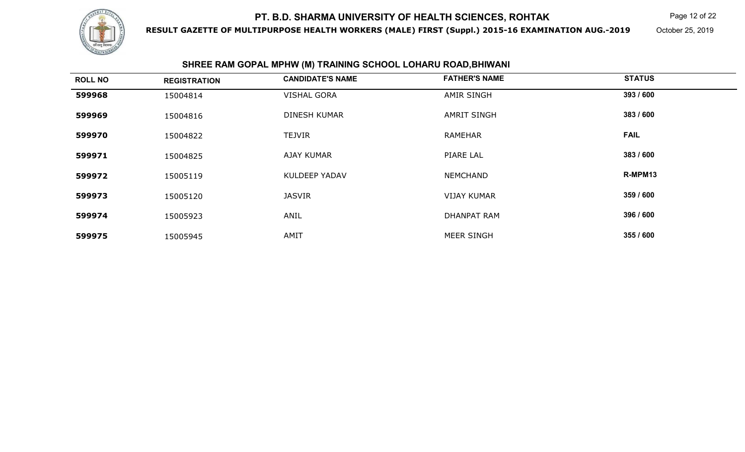## SHREE RAM GOPAL MPHW (M) TRAINING SCHOOL LOHARU ROAD,BHIWANI

| ROLL NO | REGISTRATION | CANDIDATE'S NAME | FATHER'S NAME | STATUS |
| --- | --- | --- | --- | --- |
| **599968** | 15004814 | VISHAL GORA | AMIR SINGH | **393 / 600** |
| **599969** | 15004816 | DINESH KUMAR | AMRIT SINGH | **383 / 600** |
| **599970** | 15004822 | TEJVIR | RAMEHAR | **FAIL** |
| **599971** | 15004825 | AJAY KUMAR | PIARE LAL | **383 / 600** |
| **599972** | 15005119 | KULDEEP YADAV | NEMCHAND | **R-MPM13** |
| **599973** | 15005120 | JASVIR | VIJAY KUMAR | **359 / 600** |
| **599974** | 15005923 | ANIL | DHANPAT RAM | **396 / 600** |
| **599975** | 15005945 | AMIT | MEER SINGH | **355 / 600** |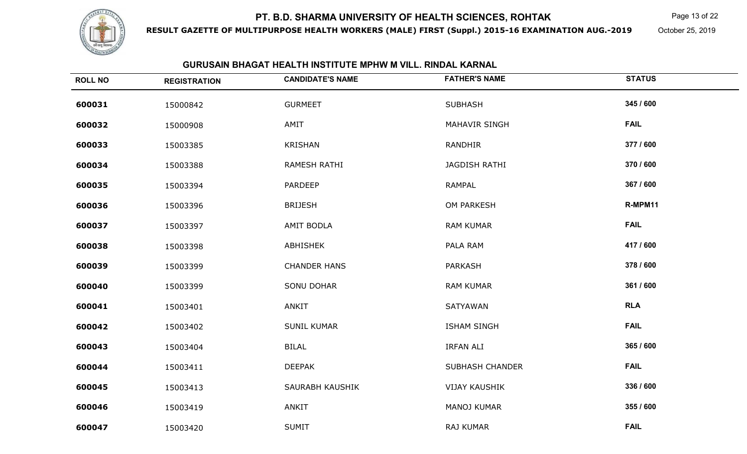# PT. B.D. SHARMA UNIVERSITY OF HEALTH SCIENCES, ROHTAK

**RESULT GAZETTE OF MULTIPURPOSE HEALTH WORKERS (MALE) FIRST (Suppl.) 2015-16 EXAMINATION AUG.-2019**

October 25, 2019

## GURUSAIN BHAGAT HEALTH INSTITUTE MPHW M VILL. RINDAL KARNAL

| ROLL NO | REGISTRATION | CANDIDATE'S NAME | FATHER'S NAME | STATUS |
|---|---|---|---|---|
| **600031** | 15000842 | GURMEET | SUBHASH | **345 / 600** |
| **600032** | 15000908 | AMIT | MAHAVIR SINGH | **FAIL** |
| **600033** | 15003385 | KRISHAN | RANDHIR | **377 / 600** |
| **600034** | 15003388 | RAMESH RATHI | JAGDISH RATHI | **370 / 600** |
| **600035** | 15003394 | PARDEEP | RAMPAL | **367 / 600** |
| **600036** | 15003396 | BRIJESH | OM PARKESH | **R-MPM11** |
| **600037** | 15003397 | AMIT BODLA | RAM KUMAR | **FAIL** |
| **600038** | 15003398 | ABHISHEK | PALA RAM | **417 / 600** |
| **600039** | 15003399 | CHANDER HANS | PARKASH | **378 / 600** |
| **600040** | 15003399 | SONU DOHAR | RAM KUMAR | **361 / 600** |
| **600041** | 15003401 | ANKIT | SATYAWAN | **RLA** |
| **600042** | 15003402 | SUNIL KUMAR | ISHAM SINGH | **FAIL** |
| **600043** | 15003404 | BILAL | IRFAN ALI | **365 / 600** |
| **600044** | 15003411 | DEEPAK | SUBHASH CHANDER | **FAIL** |
| **600045** | 15003413 | SAURABH KAUSHIK | VIJAY KAUSHIK | **336 / 600** |
| **600046** | 15003419 | ANKIT | MANOJ KUMAR | **355 / 600** |
| **600047** | 15003420 | SUMIT | RAJ KUMAR | **FAIL** |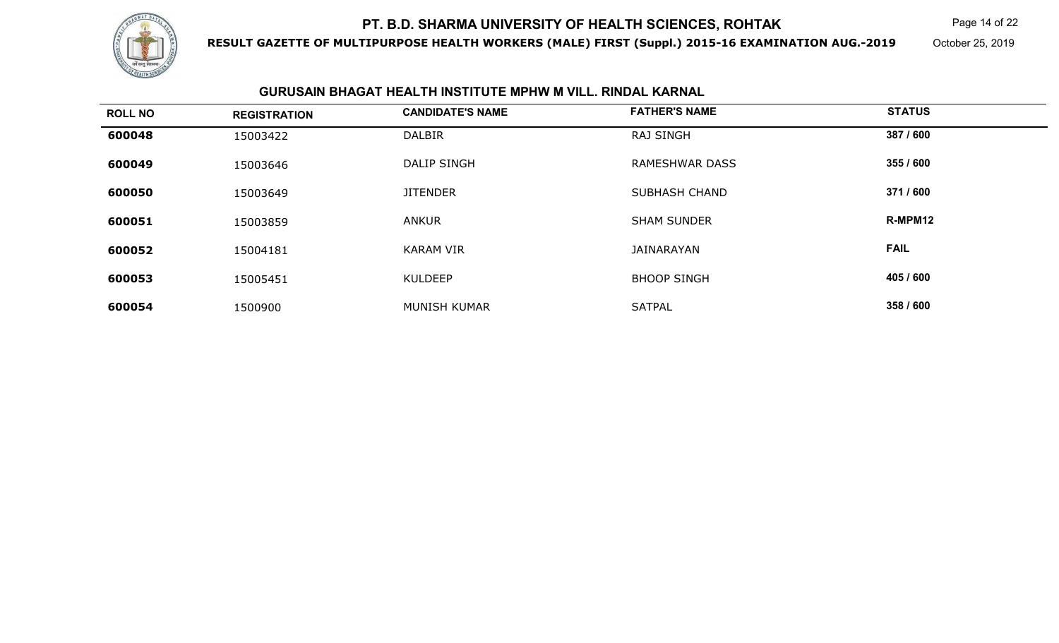## GURUSAIN BHAGAT HEALTH INSTITUTE MPHW M VILL. RINDAL KARNAL

| ROLL NO | REGISTRATION | CANDIDATE'S NAME | FATHER'S NAME | STATUS |
|---|---|---|---|---|
| 600048 | 15003422 | DALBIR | RAJ SINGH | 387 / 600 |
| 600049 | 15003646 | DALIP SINGH | RAMESHWAR DASS | 355 / 600 |
| 600050 | 15003649 | JITENDER | SUBHASH CHAND | 371 / 600 |
| 600051 | 15003859 | ANKUR | SHAM SUNDER | R-MPM12 |
| 600052 | 15004181 | KARAM VIR | JAINARAYAN | FAIL |
| 600053 | 15005451 | KULDEEP | BHOOP SINGH | 405 / 600 |
| 600054 | 1500900 | MUNISH KUMAR | SATPAL | 358 / 600 |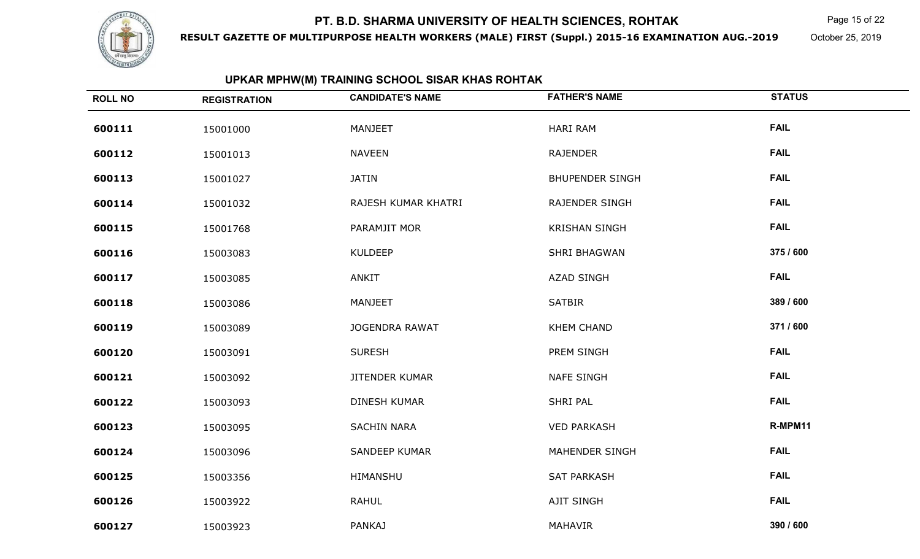# PT. B.D. SHARMA UNIVERSITY OF HEALTH SCIENCES, ROHTAK

**RESULT GAZETTE OF MULTIPURPOSE HEALTH WORKERS (MALE) FIRST (Suppl.) 2015-16 EXAMINATION AUG.-2019**

October 25, 2019

## UPKAR MPHW(M) TRAINING SCHOOL SISAR KHAS ROHTAK

| ROLL NO | REGISTRATION | CANDIDATE'S NAME | FATHER'S NAME | STATUS |
|---|---|---|---|---|
| 600111 | 15001000 | MANJEET | HARI RAM | FAIL |
| 600112 | 15001013 | NAVEEN | RAJENDER | FAIL |
| 600113 | 15001027 | JATIN | BHUPENDER SINGH | FAIL |
| 600114 | 15001032 | RAJESH KUMAR KHATRI | RAJENDER SINGH | FAIL |
| 600115 | 15001768 | PARAMJIT MOR | KRISHAN SINGH | FAIL |
| 600116 | 15003083 | KULDEEP | SHRI BHAGWAN | 375 / 600 |
| 600117 | 15003085 | ANKIT | AZAD SINGH | FAIL |
| 600118 | 15003086 | MANJEET | SATBIR | 389 / 600 |
| 600119 | 15003089 | JOGENDRA RAWAT | KHEM CHAND | 371 / 600 |
| 600120 | 15003091 | SURESH | PREM SINGH | FAIL |
| 600121 | 15003092 | JITENDER KUMAR | NAFE SINGH | FAIL |
| 600122 | 15003093 | DINESH KUMAR | SHRI PAL | FAIL |
| 600123 | 15003095 | SACHIN NARA | VED PARKASH | R-MPM11 |
| 600124 | 15003096 | SANDEEP KUMAR | MAHENDER SINGH | FAIL |
| 600125 | 15003356 | HIMANSHU | SAT PARKASH | FAIL |
| 600126 | 15003922 | RAHUL | AJIT SINGH | FAIL |
| 600127 | 15003923 | PANKAJ | MAHAVIR | 390 / 600 |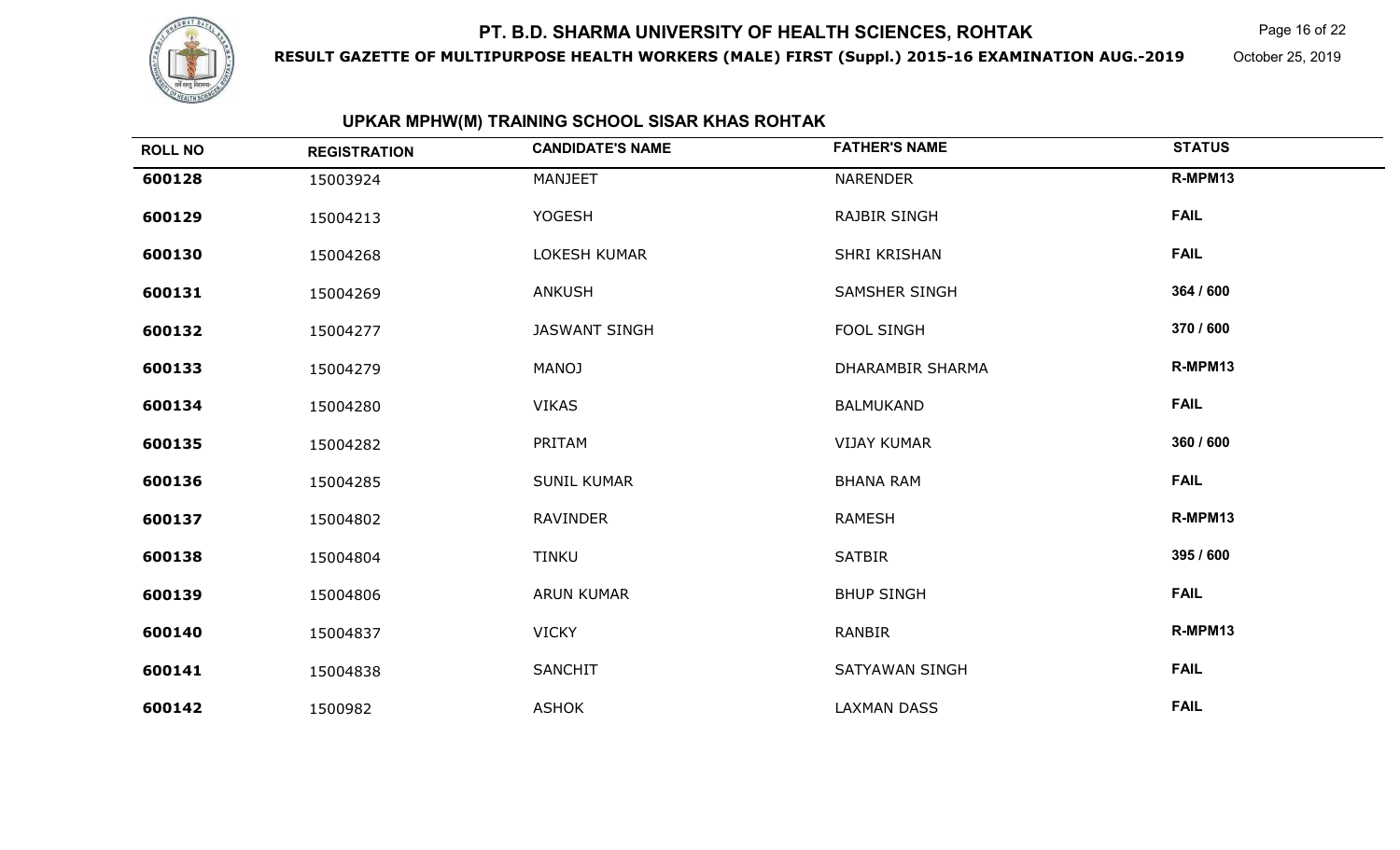# PT. B.D. SHARMA UNIVERSITY OF HEALTH SCIENCES, ROHTAK

**RESULT GAZETTE OF MULTIPURPOSE HEALTH WORKERS (MALE) FIRST (Suppl.) 2015-16 EXAMINATION AUG.-2019**

October 25, 2019

## UPKAR MPHW(M) TRAINING SCHOOL SISAR KHAS ROHTAK

| ROLL NO | REGISTRATION | CANDIDATE'S NAME | FATHER'S NAME | STATUS |
|---|---|---|---|---|
| 600128 | 15003924 | MANJEET | NARENDER | R-MPM13 |
| 600129 | 15004213 | YOGESH | RAJBIR SINGH | FAIL |
| 600130 | 15004268 | LOKESH KUMAR | SHRI KRISHAN | FAIL |
| 600131 | 15004269 | ANKUSH | SAMSHER SINGH | 364 / 600 |
| 600132 | 15004277 | JASWANT SINGH | FOOL SINGH | 370 / 600 |
| 600133 | 15004279 | MANOJ | DHARAMBIR SHARMA | R-MPM13 |
| 600134 | 15004280 | VIKAS | BALMUKAND | FAIL |
| 600135 | 15004282 | PRITAM | VIJAY KUMAR | 360 / 600 |
| 600136 | 15004285 | SUNIL KUMAR | BHANA RAM | FAIL |
| 600137 | 15004802 | RAVINDER | RAMESH | R-MPM13 |
| 600138 | 15004804 | TINKU | SATBIR | 395 / 600 |
| 600139 | 15004806 | ARUN KUMAR | BHUP SINGH | FAIL |
| 600140 | 15004837 | VICKY | RANBIR | R-MPM13 |
| 600141 | 15004838 | SANCHIT | SATYAWAN SINGH | FAIL |
| 600142 | 1500982 | ASHOK | LAXMAN DASS | FAIL |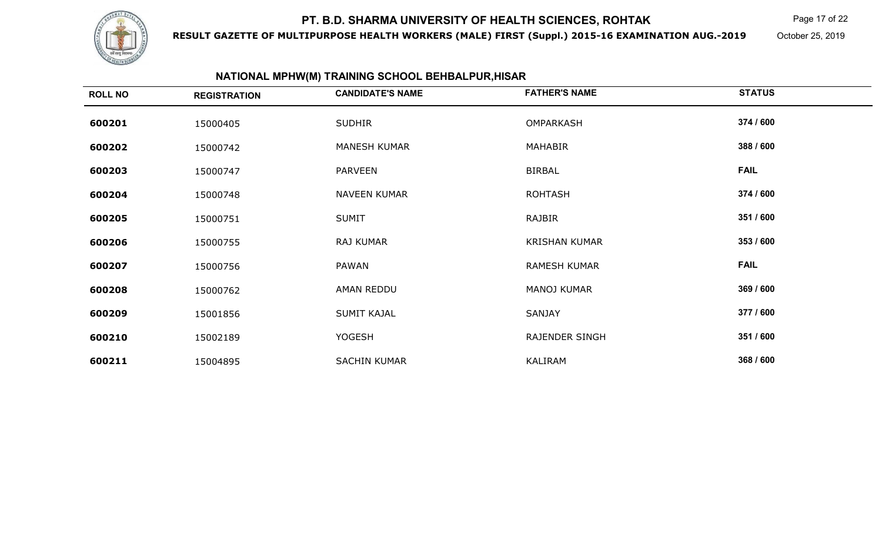# PT. B.D. SHARMA UNIVERSITY OF HEALTH SCIENCES, ROHTAK

**RESULT GAZETTE OF MULTIPURPOSE HEALTH WORKERS (MALE) FIRST (Suppl.) 2015-16 EXAMINATION AUG.-2019**

October 25, 2019

## NATIONAL MPHW(M) TRAINING SCHOOL BEHBALPUR,HISAR

| ROLL NO | REGISTRATION | CANDIDATE'S NAME | FATHER'S NAME | STATUS |
|---|---|---|---|---|
| **600201** | 15000405 | SUDHIR | OMPARKASH | **374 / 600** |
| **600202** | 15000742 | MANESH KUMAR | MAHABIR | **388 / 600** |
| **600203** | 15000747 | PARVEEN | BIRBAL | **FAIL** |
| **600204** | 15000748 | NAVEEN KUMAR | ROHTASH | **374 / 600** |
| **600205** | 15000751 | SUMIT | RAJBIR | **351 / 600** |
| **600206** | 15000755 | RAJ KUMAR | KRISHAN KUMAR | **353 / 600** |
| **600207** | 15000756 | PAWAN | RAMESH KUMAR | **FAIL** |
| **600208** | 15000762 | AMAN REDDU | MANOJ KUMAR | **369 / 600** |
| **600209** | 15001856 | SUMIT KAJAL | SANJAY | **377 / 600** |
| **600210** | 15002189 | YOGESH | RAJENDER SINGH | **351 / 600** |
| **600211** | 15004895 | SACHIN KUMAR | KALIRAM | **368 / 600** |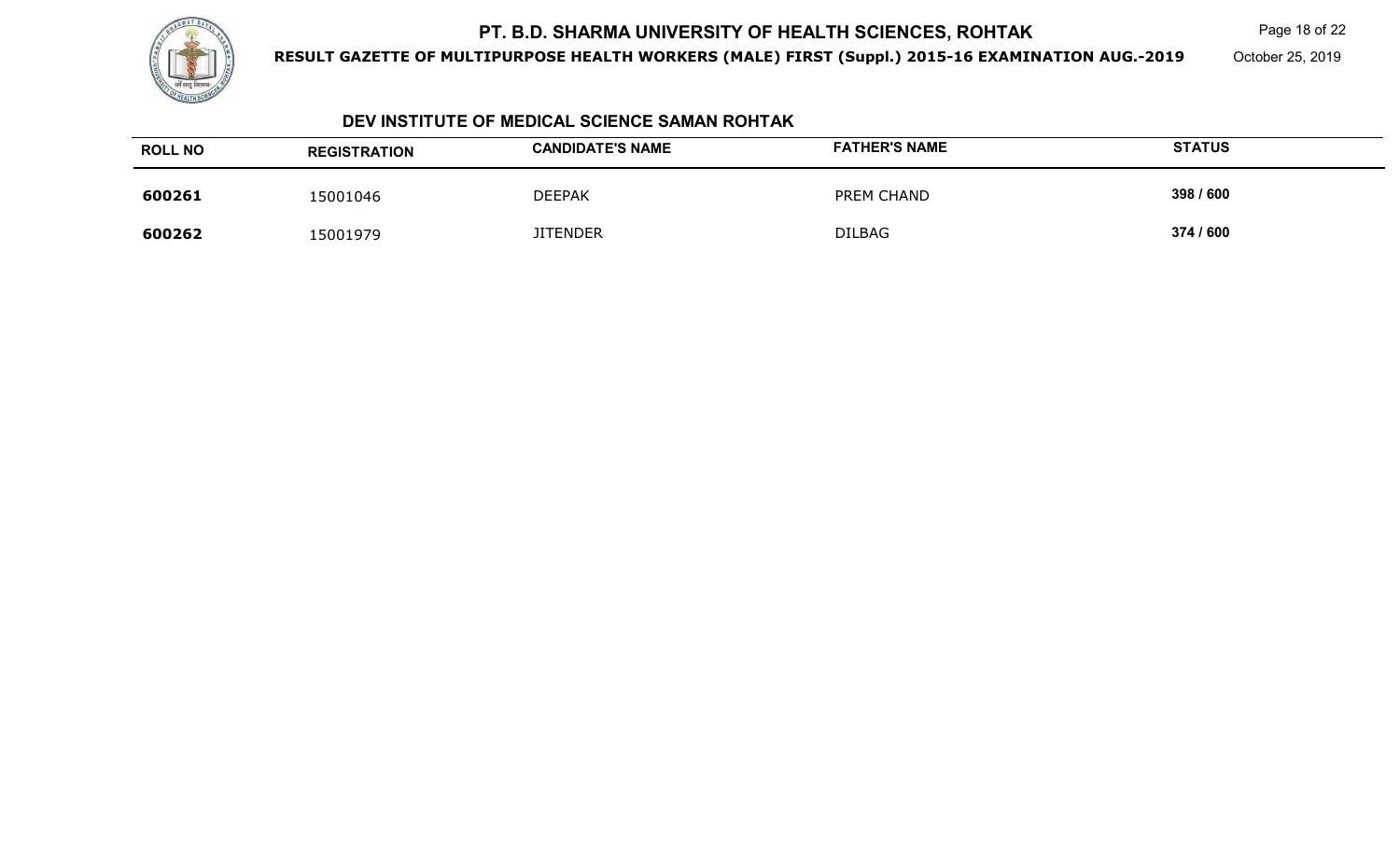# PT. B.D. SHARMA UNIVERSITY OF HEALTH SCIENCES, ROHTAK

**RESULT GAZETTE OF MULTIPURPOSE HEALTH WORKERS (MALE) FIRST (Suppl.) 2015-16 EXAMINATION AUG.-2019**

October 25, 2019

## DEV INSTITUTE OF MEDICAL SCIENCE SAMAN ROHTAK

| ROLL NO | REGISTRATION | CANDIDATE'S NAME | FATHER'S NAME | STATUS |
|---|---|---|---|---|
| **600261** | 15001046 | DEEPAK | PREM CHAND | **398 / 600** |
| **600262** | 15001979 | JITENDER | DILBAG | **374 / 600** |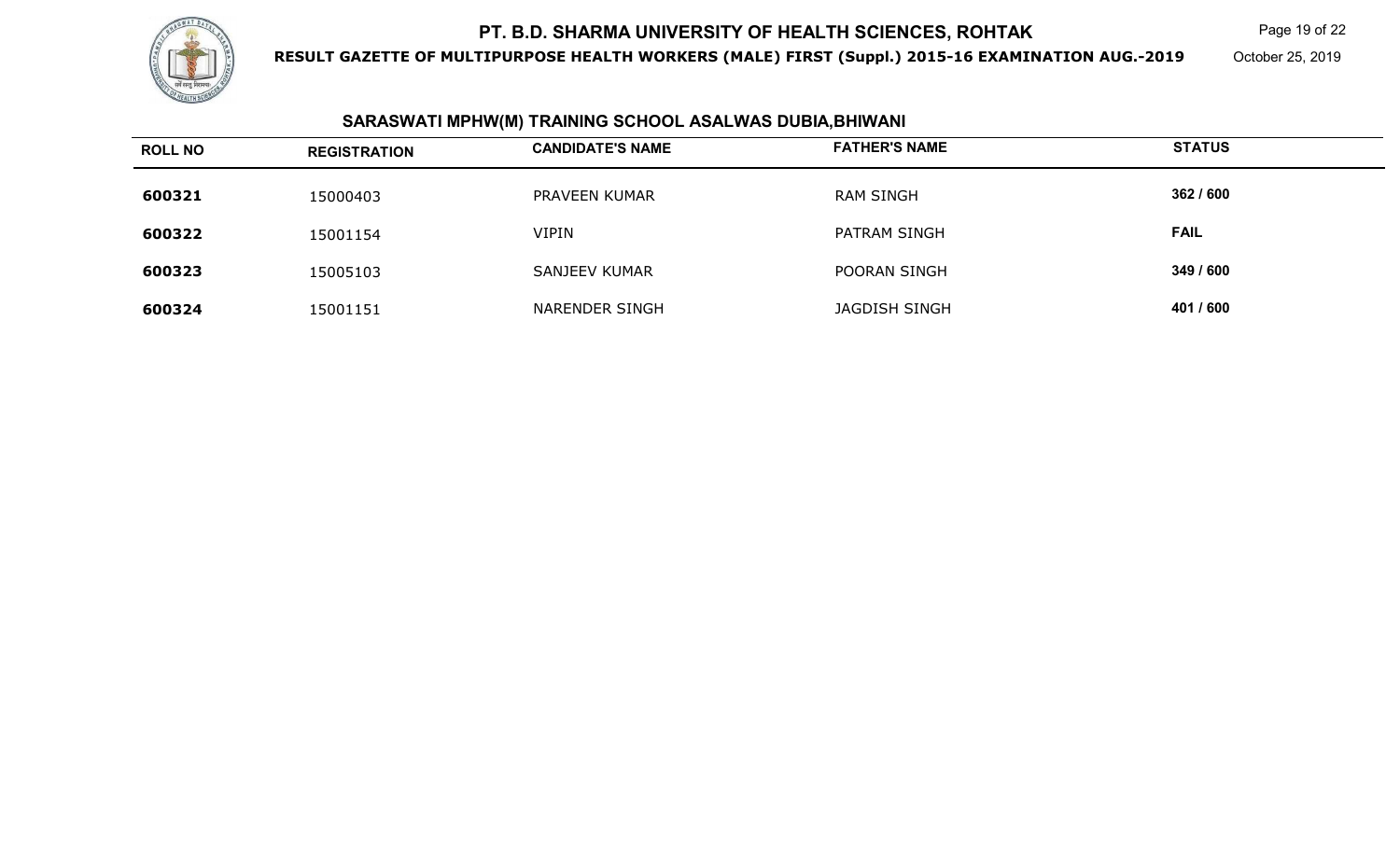# PT. B.D. SHARMA UNIVERSITY OF HEALTH SCIENCES, ROHTAK

**RESULT GAZETTE OF MULTIPURPOSE HEALTH WORKERS (MALE) FIRST (Suppl.) 2015-16 EXAMINATION AUG.-2019**

October 25, 2019

## SARASWATI MPHW(M) TRAINING SCHOOL ASALWAS DUBIA,BHIWANI

| ROLL NO | REGISTRATION | CANDIDATE'S NAME | FATHER'S NAME | STATUS |
|---|---|---|---|---|
| **600321** | 15000403 | PRAVEEN KUMAR | RAM SINGH | **362 / 600** |
| **600322** | 15001154 | VIPIN | PATRAM SINGH | **FAIL** |
| **600323** | 15005103 | SANJEEV KUMAR | POORAN SINGH | **349 / 600** |
| **600324** | 15001151 | NARENDER SINGH | JAGDISH SINGH | **401 / 600** |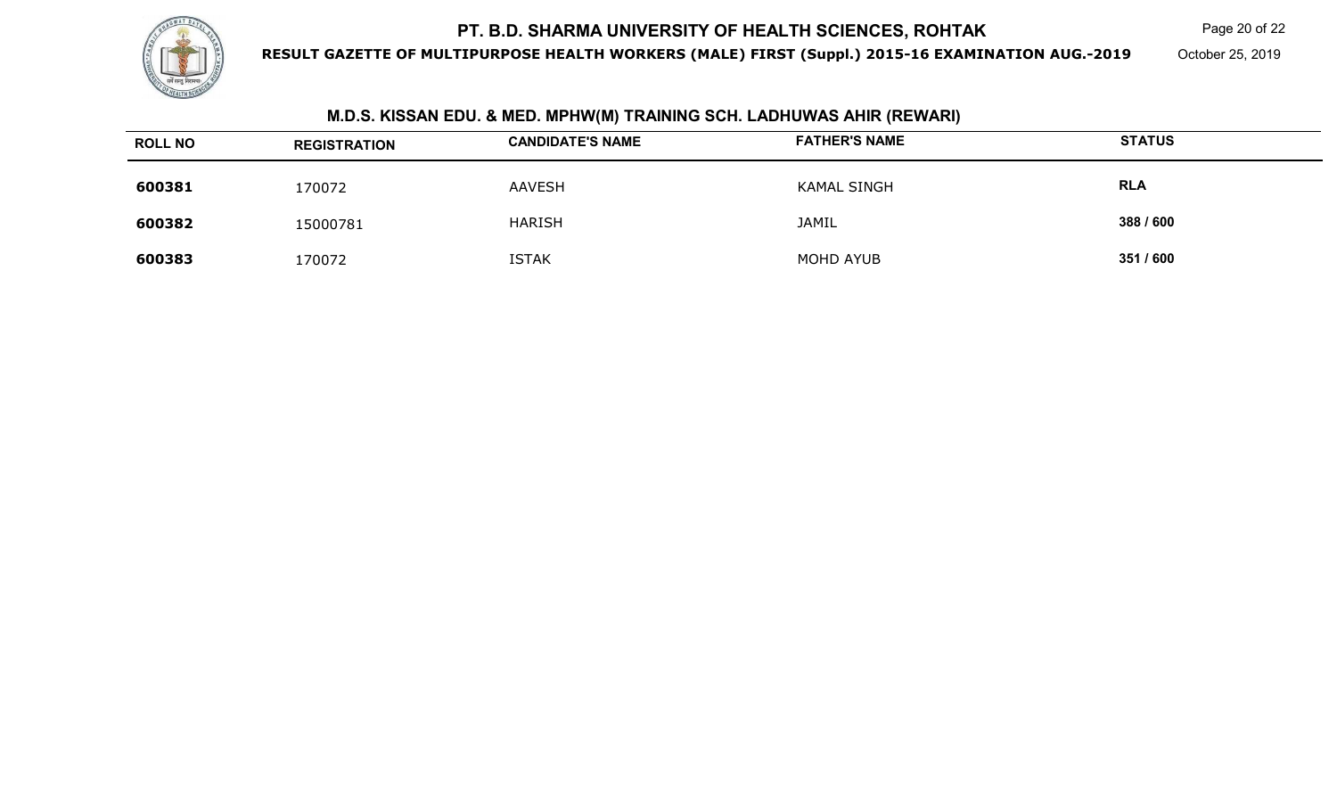# PT. B.D. SHARMA UNIVERSITY OF HEALTH SCIENCES, ROHTAK

**RESULT GAZETTE OF MULTIPURPOSE HEALTH WORKERS (MALE) FIRST (Suppl.) 2015-16 EXAMINATION AUG.-2019**

October 25, 2019

## M.D.S. KISSAN EDU. & MED. MPHW(M) TRAINING SCH. LADHUWAS AHIR (REWARI)

| ROLL NO | REGISTRATION | CANDIDATE'S NAME | FATHER'S NAME | STATUS |
|---|---|---|---|---|
| **600381** | 170072 | AAVESH | KAMAL SINGH | **RLA** |
| **600382** | 15000781 | HARISH | JAMIL | **388 / 600** |
| **600383** | 170072 | ISTAK | MOHD AYUB | **351 / 600** |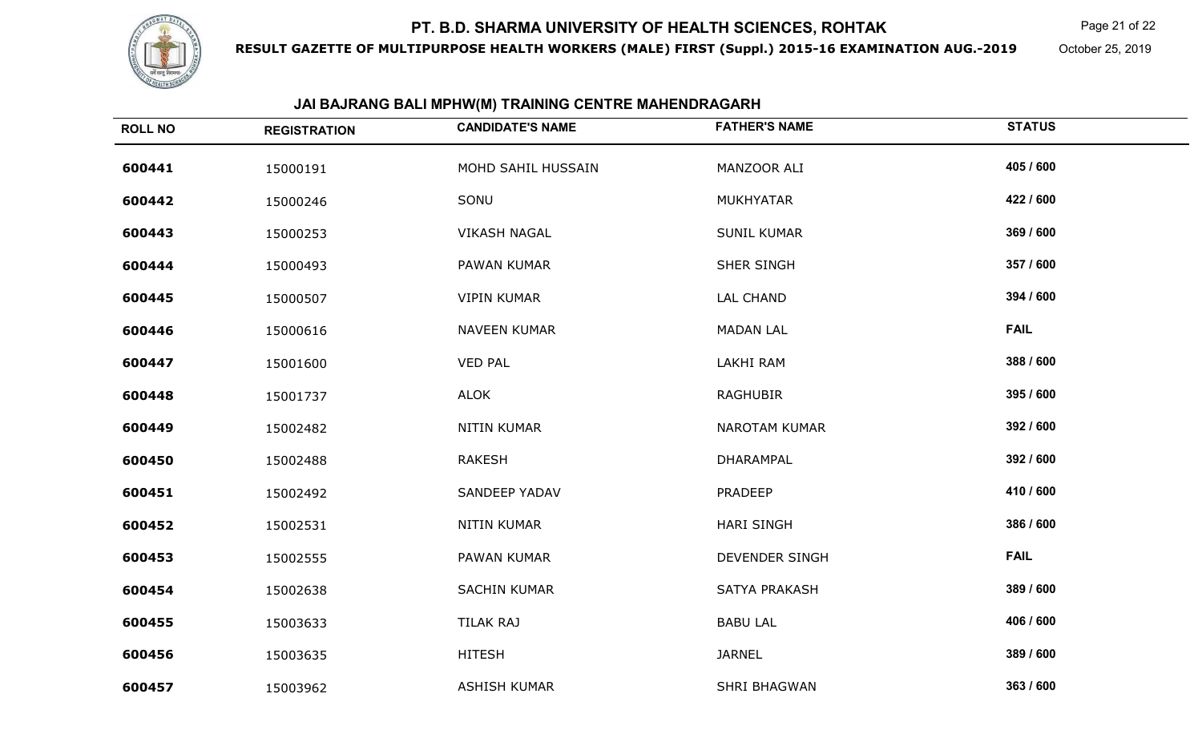# PT. B.D. SHARMA UNIVERSITY OF HEALTH SCIENCES, ROHTAK

**RESULT GAZETTE OF MULTIPURPOSE HEALTH WORKERS (MALE) FIRST (Suppl.) 2015-16 EXAMINATION AUG.-2019**

October 25, 2019

## JAI BAJRANG BALI MPHW(M) TRAINING CENTRE MAHENDRAGARH

| ROLL NO | REGISTRATION | CANDIDATE'S NAME | FATHER'S NAME | STATUS |
|---|---|---|---|---|
| 600441 | 15000191 | MOHD SAHIL HUSSAIN | MANZOOR ALI | 405 / 600 |
| 600442 | 15000246 | SONU | MUKHYATAR | 422 / 600 |
| 600443 | 15000253 | VIKASH NAGAL | SUNIL KUMAR | 369 / 600 |
| 600444 | 15000493 | PAWAN KUMAR | SHER SINGH | 357 / 600 |
| 600445 | 15000507 | VIPIN KUMAR | LAL CHAND | 394 / 600 |
| 600446 | 15000616 | NAVEEN KUMAR | MADAN LAL | FAIL |
| 600447 | 15001600 | VED PAL | LAKHI RAM | 388 / 600 |
| 600448 | 15001737 | ALOK | RAGHUBIR | 395 / 600 |
| 600449 | 15002482 | NITIN KUMAR | NAROTAM KUMAR | 392 / 600 |
| 600450 | 15002488 | RAKESH | DHARAMPAL | 392 / 600 |
| 600451 | 15002492 | SANDEEP YADAV | PRADEEP | 410 / 600 |
| 600452 | 15002531 | NITIN KUMAR | HARI SINGH | 386 / 600 |
| 600453 | 15002555 | PAWAN KUMAR | DEVENDER SINGH | FAIL |
| 600454 | 15002638 | SACHIN KUMAR | SATYA PRAKASH | 389 / 600 |
| 600455 | 15003633 | TILAK RAJ | BABU LAL | 406 / 600 |
| 600456 | 15003635 | HITESH | JARNEL | 389 / 600 |
| 600457 | 15003962 | ASHISH KUMAR | SHRI BHAGWAN | 363 / 600 |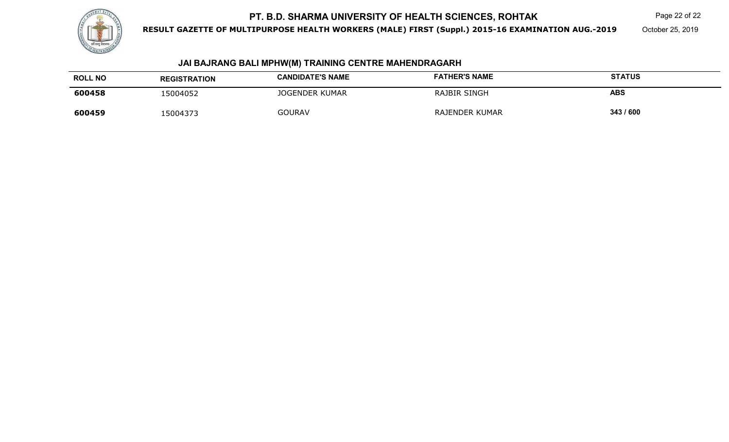## JAI BAJRANG BALI MPHW(M) TRAINING CENTRE MAHENDRAGARH

| ROLL NO | REGISTRATION | CANDIDATE'S NAME | FATHER'S NAME | STATUS |
|---|---|---|---|---|
| **600458** | 15004052 | JOGENDER KUMAR | RAJBIR SINGH | **ABS** |
| **600459** | 15004373 | GOURAV | RAJENDER KUMAR | **343 / 600** |